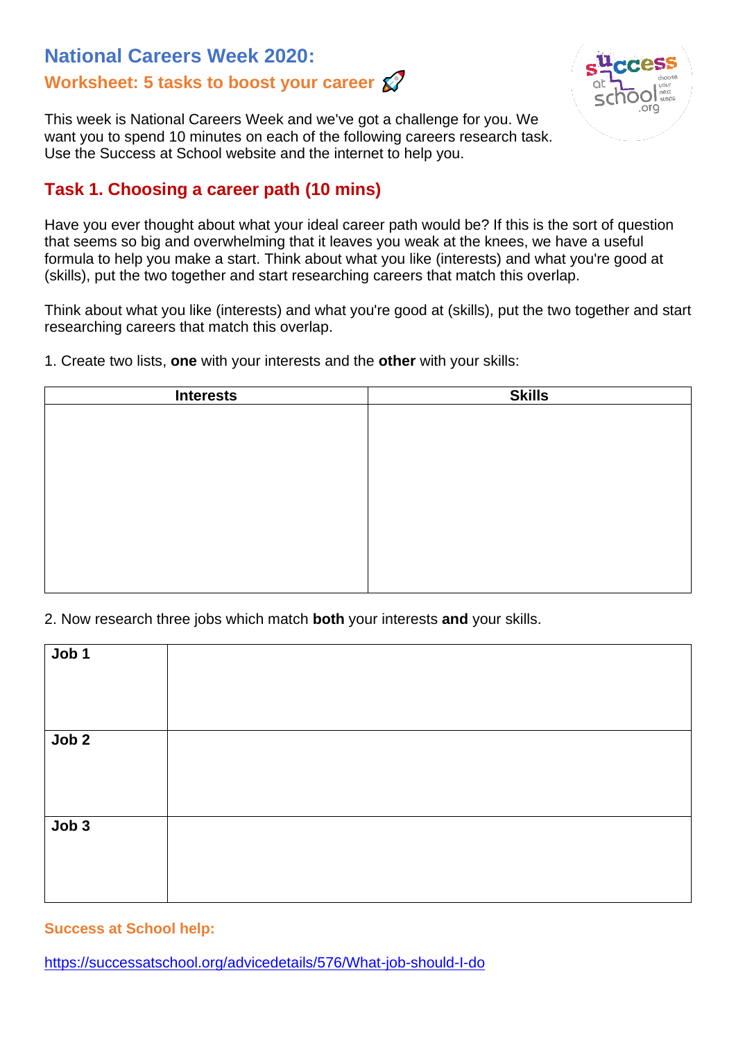# National Careers Week 2020:

## Worksheet: 5 tasks to boost your career 🚀

This week is National Careers Week and we've got a challenge for you. We want you to spend 10 minutes on each of the following careers research task. Use the Success at School website and the internet to help you.

## Task 1. Choosing a career path (10 mins)

Have you ever thought about what your ideal career path would be? If this is the sort of question that seems so big and overwhelming that it leaves you weak at the knees, we have a useful formula to help you make a start. Think about what you like (interests) and what you're good at (skills), put the two together and start researching careers that match this overlap.

Think about what you like (interests) and what you're good at (skills), put the two together and start researching careers that match this overlap.

1. Create two lists, **one** with your interests and the **other** with your skills:

| Interests | Skills |
|---|---|
| | |

2. Now research three jobs which match **both** your interests **and** your skills.

| | |
|---|---|
| **Job 1** | |
| **Job 2** | |
| **Job 3** | |

**Success at School help:**

https://successatschool.org/advicedetails/576/What-job-should-I-do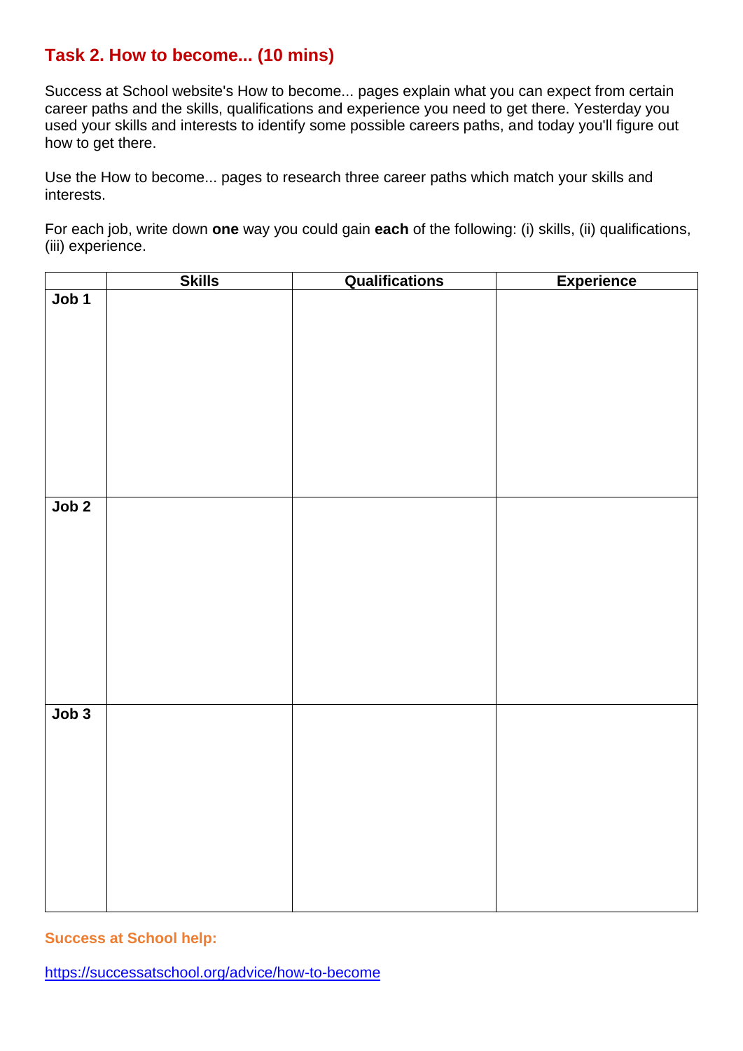## Task 2. How to become... (10 mins)

Success at School website's How to become... pages explain what you can expect from certain career paths and the skills, qualifications and experience you need to get there. Yesterday you used your skills and interests to identify some possible careers paths, and today you'll figure out how to get there.

Use the How to become... pages to research three career paths which match your skills and interests.

For each job, write down **one** way you could gain **each** of the following: (i) skills, (ii) qualifications, (iii) experience.

| | Skills | Qualifications | Experience |
|---|---|---|---|
| **Job 1** | | | |
| **Job 2** | | | |
| **Job 3** | | | |

**Success at School help:**

https://successatschool.org/advice/how-to-become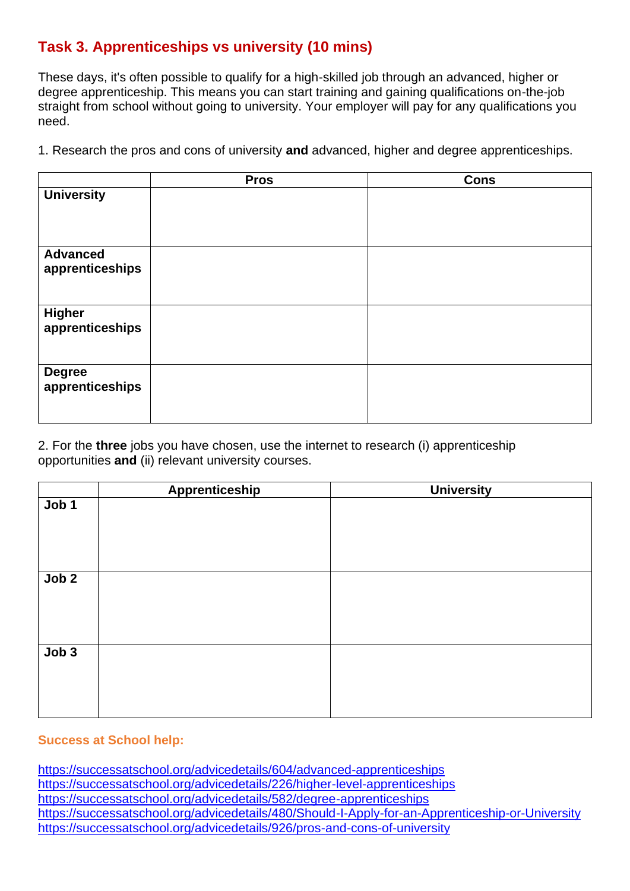## Task 3. Apprenticeships vs university (10 mins)

These days, it's often possible to qualify for a high-skilled job through an advanced, higher or degree apprenticeship. This means you can start training and gaining qualifications on-the-job straight from school without going to university. Your employer will pay for any qualifications you need.

1. Research the pros and cons of university **and** advanced, higher and degree apprenticeships.

| | Pros | Cons |
|---|---|---|
| **University** | | |
| **Advanced apprenticeships** | | |
| **Higher apprenticeships** | | |
| **Degree apprenticeships** | | |

2. For the **three** jobs you have chosen, use the internet to research (i) apprenticeship opportunities **and** (ii) relevant university courses.

| | Apprenticeship | University |
|---|---|---|
| **Job 1** | | |
| **Job 2** | | |
| **Job 3** | | |

**Success at School help:**

https://successatschool.org/advicedetails/604/advanced-apprenticeships
https://successatschool.org/advicedetails/226/higher-level-apprenticeships
https://successatschool.org/advicedetails/582/degree-apprenticeships
https://successatschool.org/advicedetails/480/Should-I-Apply-for-an-Apprenticeship-or-University
https://successatschool.org/advicedetails/926/pros-and-cons-of-university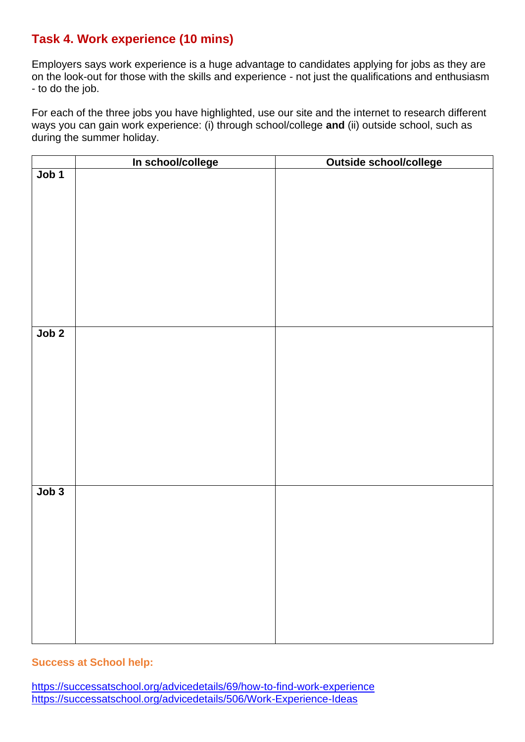## Task 4. Work experience (10 mins)

Employers says work experience is a huge advantage to candidates applying for jobs as they are on the look-out for those with the skills and experience - not just the qualifications and enthusiasm - to do the job.

For each of the three jobs you have highlighted, use our site and the internet to research different ways you can gain work experience: (i) through school/college **and** (ii) outside school, such as during the summer holiday.

| | In school/college | Outside school/college |
|---|---|---|
| **Job 1** | | |
| **Job 2** | | |
| **Job 3** | | |

**Success at School help:**

https://successatschool.org/advicedetails/69/how-to-find-work-experience
https://successatschool.org/advicedetails/506/Work-Experience-Ideas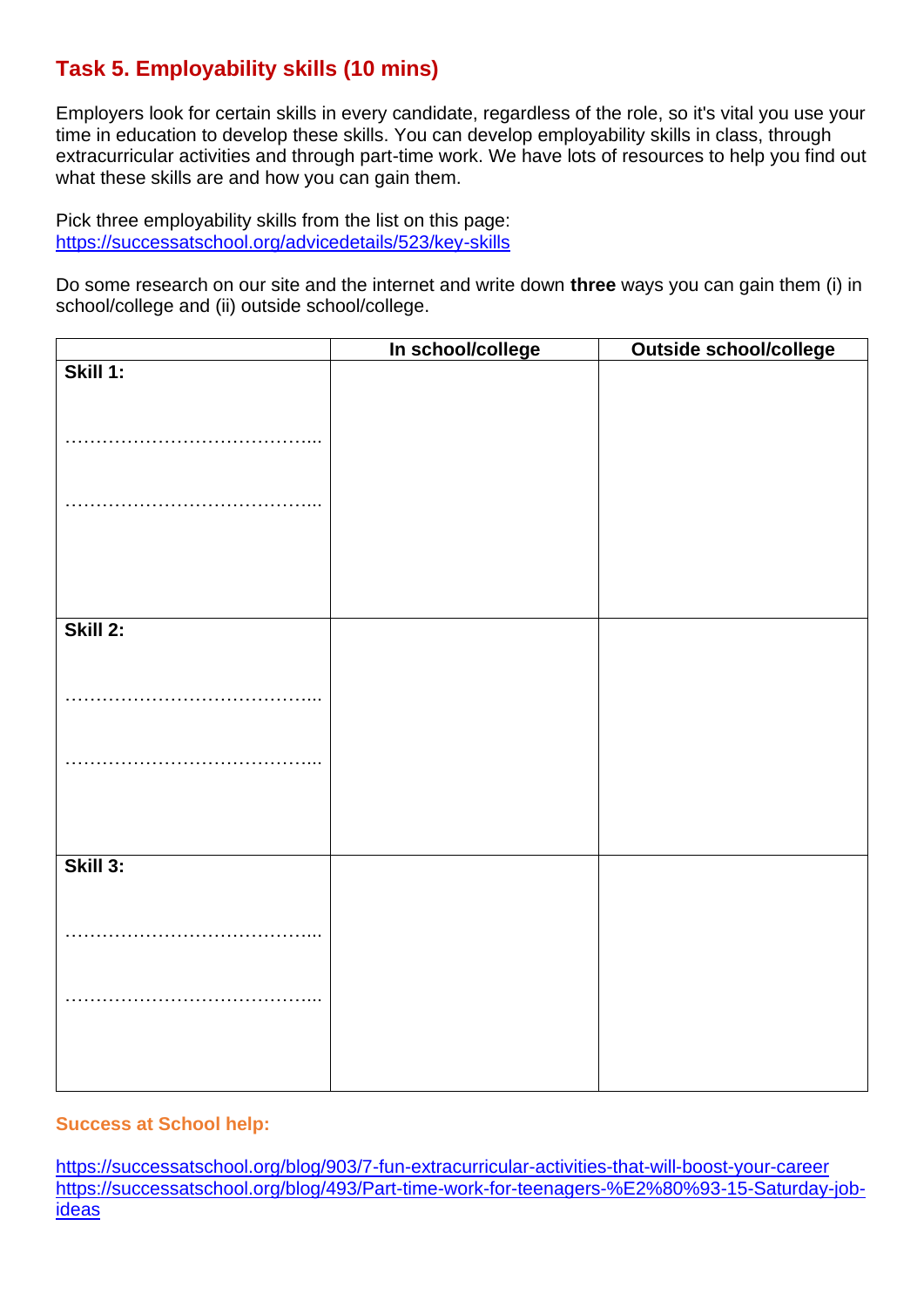## Task 5. Employability skills (10 mins)

Employers look for certain skills in every candidate, regardless of the role, so it's vital you use your time in education to develop these skills. You can develop employability skills in class, through extracurricular activities and through part-time work. We have lots of resources to help you find out what these skills are and how you can gain them.

Pick three employability skills from the list on this page:
https://successatschool.org/advicedetails/523/key-skills

Do some research on our site and the internet and write down **three** ways you can gain them (i) in school/college and (ii) outside school/college.

| | In school/college | Outside school/college |
|---|---|---|
| **Skill 1:** …………………………………... …………………………………... | | |
| **Skill 2:** …………………………………... …………………………………... | | |
| **Skill 3:** …………………………………... …………………………………... | | |

**Success at School help:**

https://successatschool.org/blog/903/7-fun-extracurricular-activities-that-will-boost-your-career
https://successatschool.org/blog/493/Part-time-work-for-teenagers-%E2%80%93-15-Saturday-job-ideas